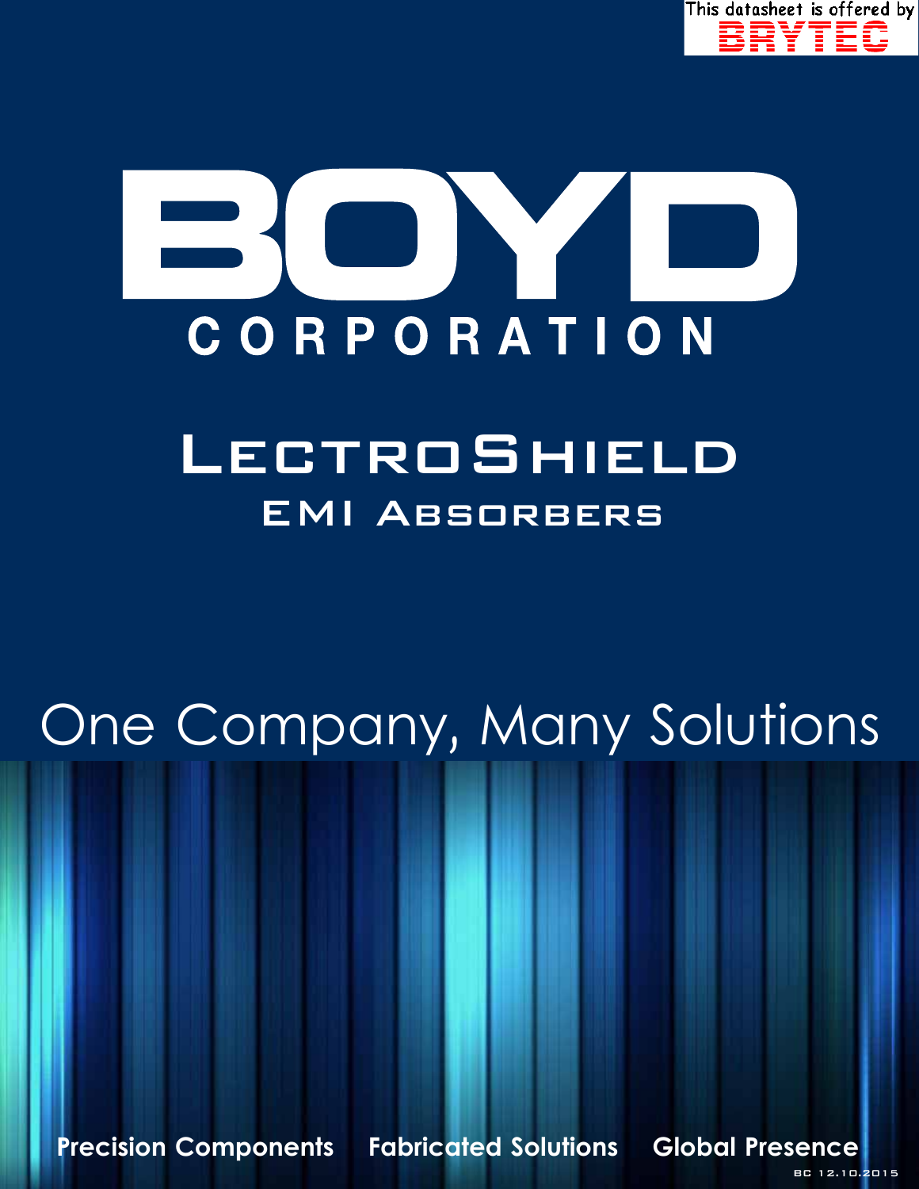This datasheet is offered by BRYTEC

# BOYD CORPORATION

## LectroShield

### EMI Absorbers

One Company, Many Solutions

Precision Components  Fabricated Solutions  Global Presence

BC 12.10.2015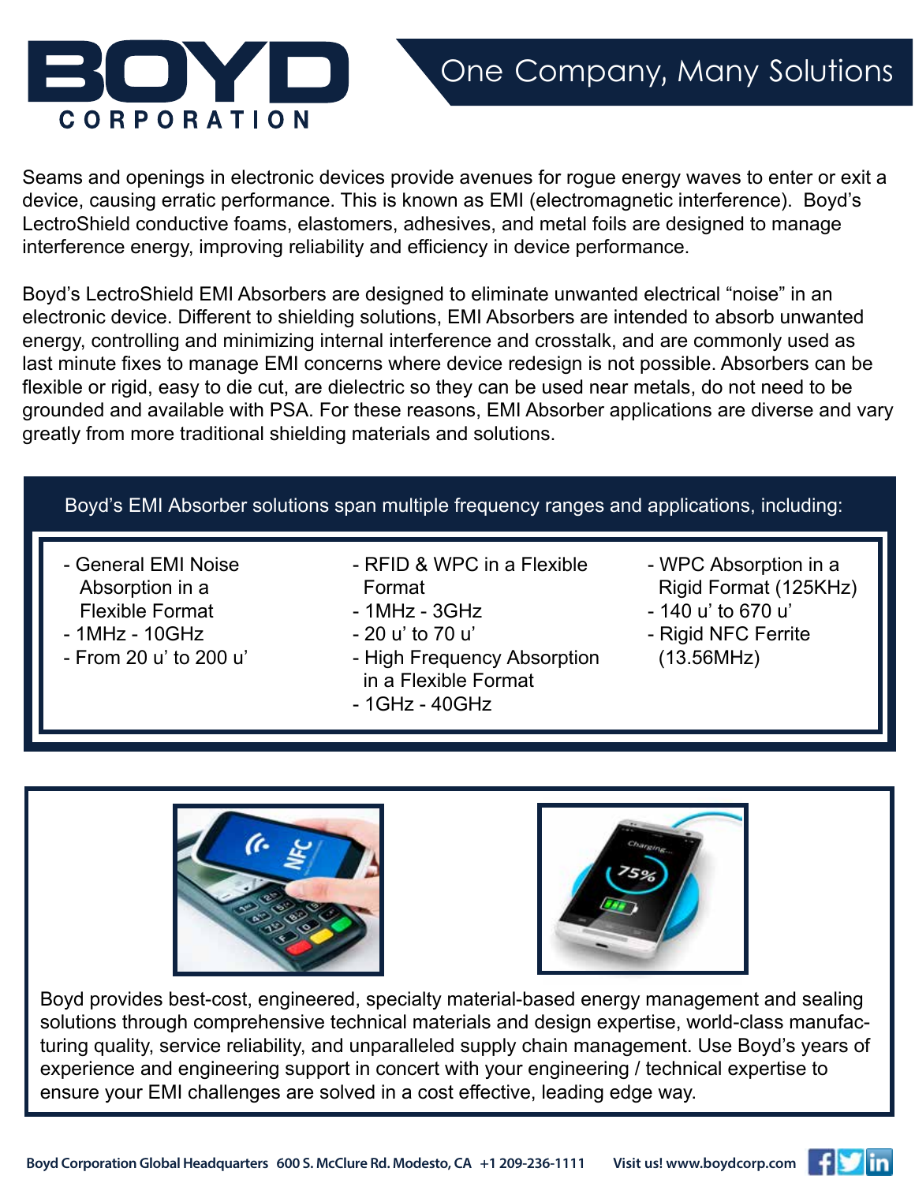# BOYD CORPORATION

## One Company, Many Solutions

Seams and openings in electronic devices provide avenues for rogue energy waves to enter or exit a device, causing erratic performance. This is known as EMI (electromagnetic interference). Boyd's LectroShield conductive foams, elastomers, adhesives, and metal foils are designed to manage interference energy, improving reliability and efficiency in device performance.

Boyd's LectroShield EMI Absorbers are designed to eliminate unwanted electrical "noise" in an electronic device. Different to shielding solutions, EMI Absorbers are intended to absorb unwanted energy, controlling and minimizing internal interference and crosstalk, and are commonly used as last minute fixes to manage EMI concerns where device redesign is not possible. Absorbers can be flexible or rigid, easy to die cut, are dielectric so they can be used near metals, do not need to be grounded and available with PSA. For these reasons, EMI Absorber applications are diverse and vary greatly from more traditional shielding materials and solutions.

**Boyd's EMI Absorber solutions span multiple frequency ranges and applications, including:**

- General EMI Noise Absorption in a Flexible Format
- 1MHz - 10GHz
- From 20 u' to 200 u'

- RFID & WPC in a Flexible Format
- 1MHz - 3GHz
- 20 u' to 70 u'
- High Frequency Absorption in a Flexible Format
- 1GHz - 40GHz

- WPC Absorption in a Rigid Format (125KHz)
- 140 u' to 670 u'
- Rigid NFC Ferrite (13.56MHz)

Boyd provides best-cost, engineered, specialty material-based energy management and sealing solutions through comprehensive technical materials and design expertise, world-class manufacturing quality, service reliability, and unparalleled supply chain management. Use Boyd's years of experience and engineering support in concert with your engineering / technical expertise to ensure your EMI challenges are solved in a cost effective, leading edge way.

**Boyd Corporation Global Headquarters** 600 S. McClure Rd. Modesto, CA +1 209-236-1111 **Visit us! www.boydcorp.com**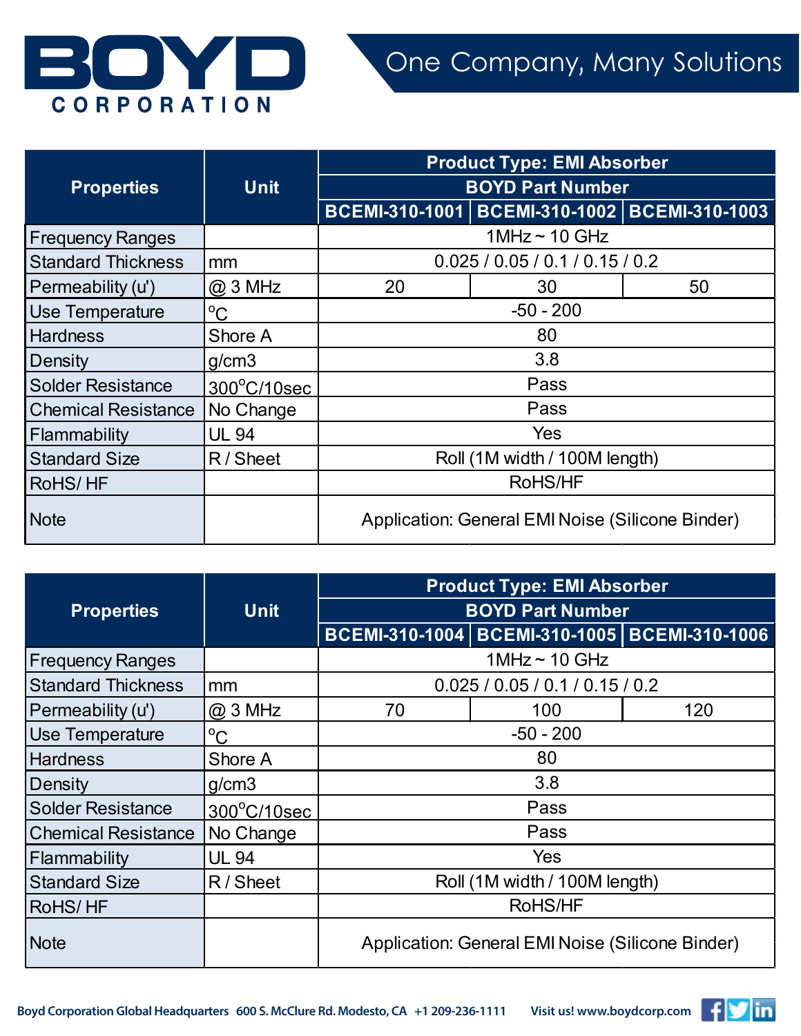| Properties | Unit | Product Type: EMI Absorber | | |
|---|---|---|---|---|
| | | BOYD Part Number | | |
| | | BCEMI-310-1001 | BCEMI-310-1002 | BCEMI-310-1003 |
| Frequency Ranges | | 1MHz ~ 10 GHz | | |
| Standard Thickness | mm | 0.025 / 0.05 / 0.1 / 0.15 / 0.2 | | |
| Permeability (u') | @ 3 MHz | 20 | 30 | 50 |
| Use Temperature | °C | -50 - 200 | | |
| Hardness | Shore A | 80 | | |
| Density | g/cm3 | 3.8 | | |
| Solder Resistance | 300°C/10sec | Pass | | |
| Chemical Resistance | No Change | Pass | | |
| Flammability | UL 94 | Yes | | |
| Standard Size | R / Sheet | Roll (1M width / 100M length) | | |
| RoHS/ HF | | RoHS/HF | | |
| Note | | Application: General EMI Noise (Silicone Binder) | | |

| Properties | Unit | Product Type: EMI Absorber | | |
|---|---|---|---|---|
| | | BOYD Part Number | | |
| | | BCEMI-310-1004 | BCEMI-310-1005 | BCEMI-310-1006 |
| Frequency Ranges | | 1MHz ~ 10 GHz | | |
| Standard Thickness | mm | 0.025 / 0.05 / 0.1 / 0.15 / 0.2 | | |
| Permeability (u') | @ 3 MHz | 70 | 100 | 120 |
| Use Temperature | °C | -50 - 200 | | |
| Hardness | Shore A | 80 | | |
| Density | g/cm3 | 3.8 | | |
| Solder Resistance | 300°C/10sec | Pass | | |
| Chemical Resistance | No Change | Pass | | |
| Flammability | UL 94 | Yes | | |
| Standard Size | R / Sheet | Roll (1M width / 100M length) | | |
| RoHS/ HF | | RoHS/HF | | |
| Note | | Application: General EMI Noise (Silicone Binder) | | |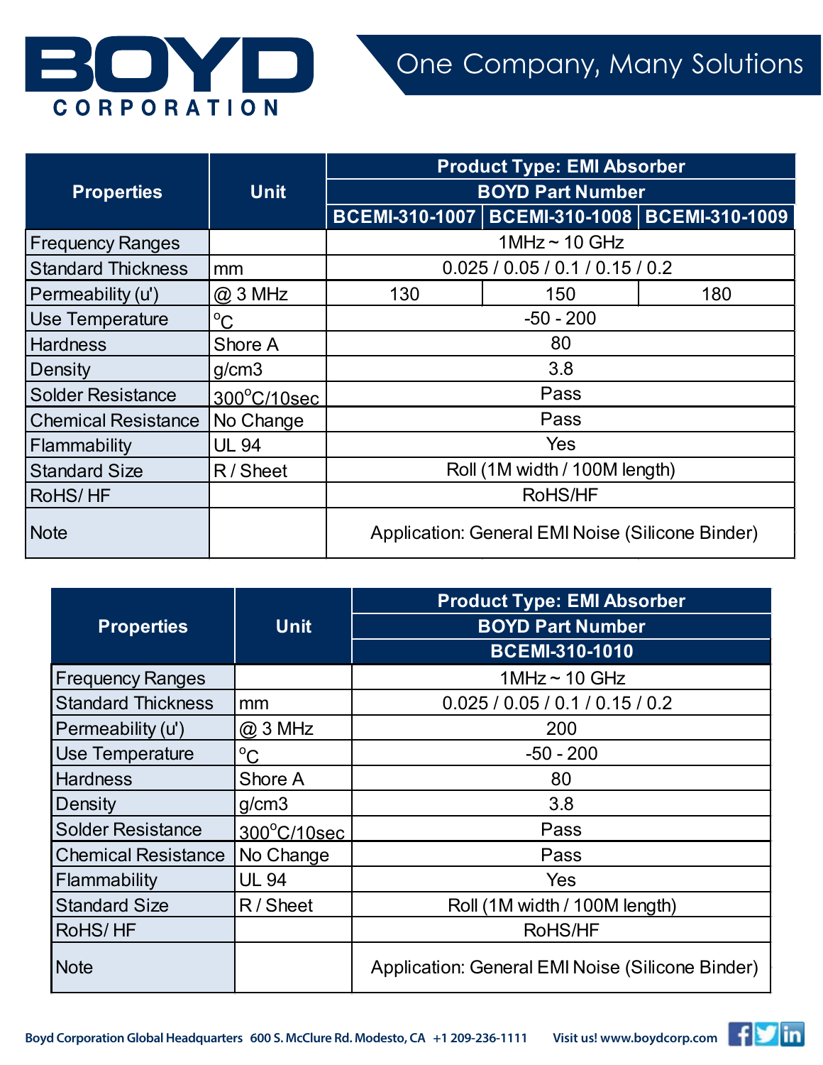| Properties | Unit | Product Type: EMI Absorber | | |
|---|---|---|---|---|
| | | BOYD Part Number | | |
| | | BCEMI-310-1007 | BCEMI-310-1008 | BCEMI-310-1009 |
| Frequency Ranges | | 1MHz ~ 10 GHz | | |
| Standard Thickness | mm | 0.025 / 0.05 / 0.1 / 0.15 / 0.2 | | |
| Permeability (u') | @ 3 MHz | 130 | 150 | 180 |
| Use Temperature | °C | -50 - 200 | | |
| Hardness | Shore A | 80 | | |
| Density | g/cm3 | 3.8 | | |
| Solder Resistance | 300°C/10sec | Pass | | |
| Chemical Resistance | No Change | Pass | | |
| Flammability | UL 94 | Yes | | |
| Standard Size | R / Sheet | Roll (1M width / 100M length) | | |
| RoHS/ HF | | RoHS/HF | | |
| Note | | Application: General EMI Noise (Silicone Binder) | | |

| Properties | Unit | Product Type: EMI Absorber |
|---|---|---|
| | | BOYD Part Number |
| | | BCEMI-310-1010 |
| Frequency Ranges | | 1MHz ~ 10 GHz |
| Standard Thickness | mm | 0.025 / 0.05 / 0.1 / 0.15 / 0.2 |
| Permeability (u') | @ 3 MHz | 200 |
| Use Temperature | °C | -50 - 200 |
| Hardness | Shore A | 80 |
| Density | g/cm3 | 3.8 |
| Solder Resistance | 300°C/10sec | Pass |
| Chemical Resistance | No Change | Pass |
| Flammability | UL 94 | Yes |
| Standard Size | R / Sheet | Roll (1M width / 100M length) |
| RoHS/ HF | | RoHS/HF |
| Note | | Application: General EMI Noise (Silicone Binder) |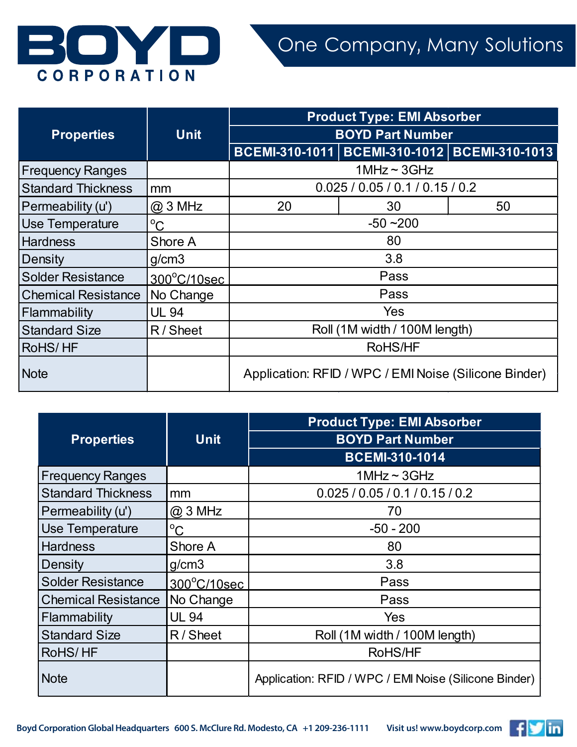# BOYD CORPORATION

One Company, Many Solutions

| Properties | Unit | Product Type: EMI Absorber | | |
|---|---|---|---|---|
| | | BOYD Part Number | | |
| | | BCEMI-310-1011 | BCEMI-310-1012 | BCEMI-310-1013 |
| Frequency Ranges | | 1MHz ~ 3GHz | | |
| Standard Thickness | mm | 0.025 / 0.05 / 0.1 / 0.15 / 0.2 | | |
| Permeability (u') | @ 3 MHz | 20 | 30 | 50 |
| Use Temperature | °C | -50 ~200 | | |
| Hardness | Shore A | 80 | | |
| Density | g/cm3 | 3.8 | | |
| Solder Resistance | 300°C/10sec | Pass | | |
| Chemical Resistance | No Change | Pass | | |
| Flammability | UL 94 | Yes | | |
| Standard Size | R / Sheet | Roll (1M width / 100M length) | | |
| RoHS/ HF | | RoHS/HF | | |
| Note | | Application: RFID / WPC / EMI Noise (Silicone Binder) | | |

| Properties | Unit | Product Type: EMI Absorber |
|---|---|---|
| | | BOYD Part Number |
| | | BCEMI-310-1014 |
| Frequency Ranges | | 1MHz ~ 3GHz |
| Standard Thickness | mm | 0.025 / 0.05 / 0.1 / 0.15 / 0.2 |
| Permeability (u') | @ 3 MHz | 70 |
| Use Temperature | °C | -50 - 200 |
| Hardness | Shore A | 80 |
| Density | g/cm3 | 3.8 |
| Solder Resistance | 300°C/10sec | Pass |
| Chemical Resistance | No Change | Pass |
| Flammability | UL 94 | Yes |
| Standard Size | R / Sheet | Roll (1M width / 100M length) |
| RoHS/ HF | | RoHS/HF |
| Note | | Application: RFID / WPC / EMI Noise (Silicone Binder) |

Boyd Corporation Global Headquarters 600 S. McClure Rd. Modesto, CA +1 209-236-1111 Visit us! www.boydcorp.com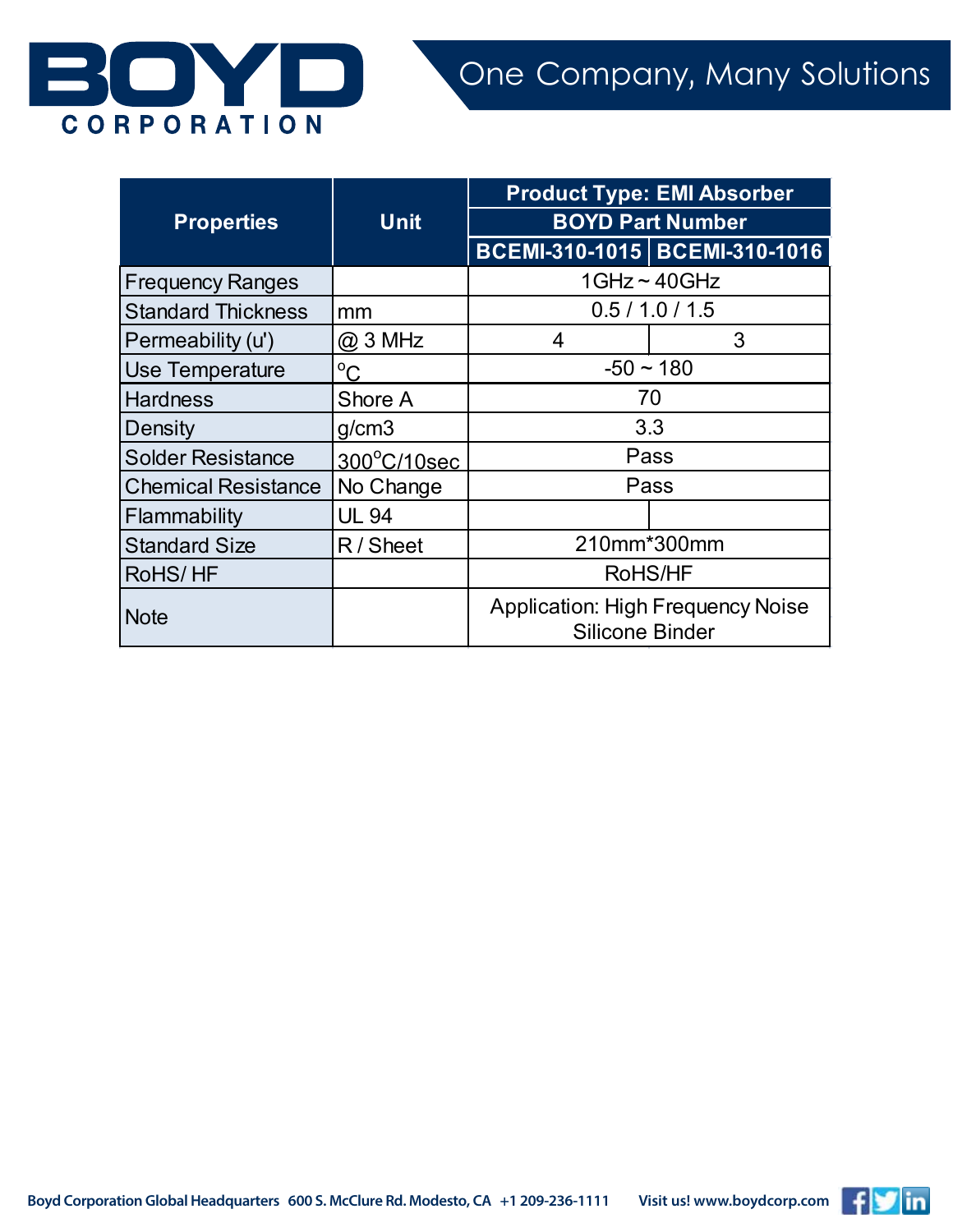| Properties | Unit | Product Type: EMI Absorber | |
|---|---|---|---|
| | | BOYD Part Number | |
| | | BCEMI-310-1015 | BCEMI-310-1016 |
| Frequency Ranges | | 1GHz ~ 40GHz | |
| Standard Thickness | mm | 0.5 / 1.0 / 1.5 | |
| Permeability (u') | @ 3 MHz | 4 | 3 |
| Use Temperature | °C | -50 ~ 180 | |
| Hardness | Shore A | 70 | |
| Density | g/cm3 | 3.3 | |
| Solder Resistance | 300°C/10sec | Pass | |
| Chemical Resistance | No Change | Pass | |
| Flammability | UL 94 | | |
| Standard Size | R / Sheet | 210mm*300mm | |
| RoHS/ HF | | RoHS/HF | |
| Note | | Application: High Frequency Noise<br>Silicone Binder | |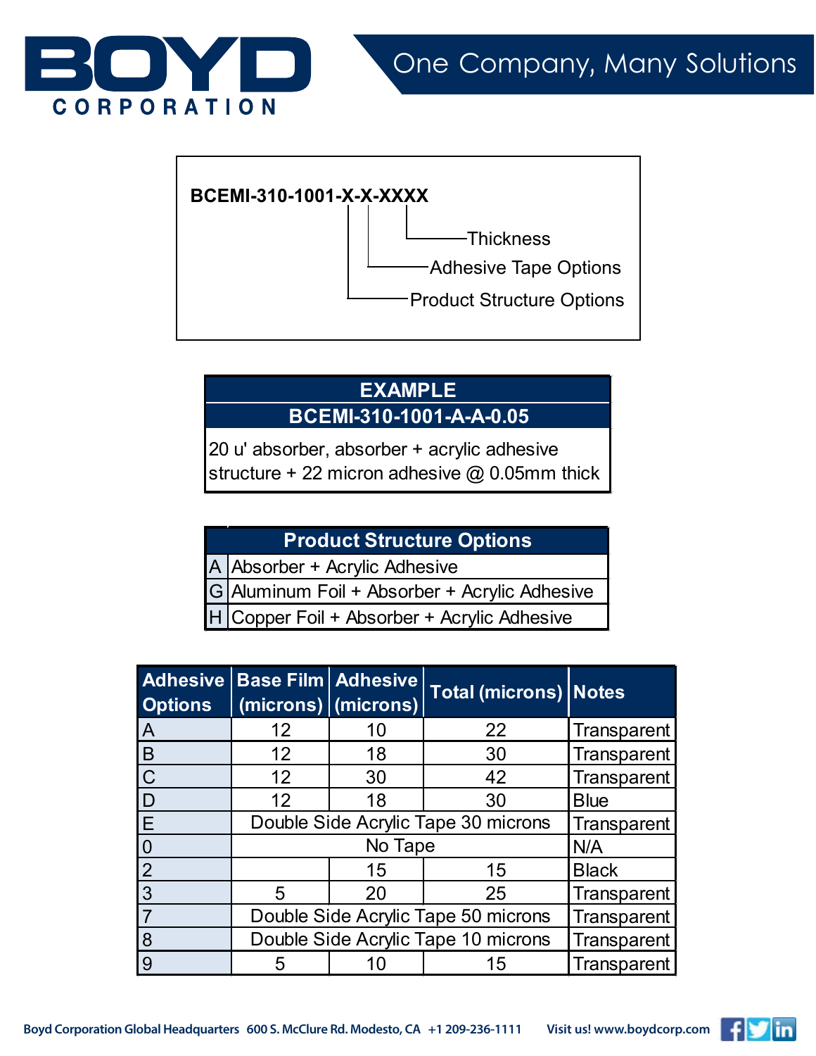BCEMI-310-1001-X-X-XXXX

- Thickness
- Adhesive Tape Options
- Product Structure Options

| EXAMPLE |
|---|
| **BCEMI-310-1001-A-A-0.05** |
| 20 u' absorber, absorber + acrylic adhesive structure + 22 micron adhesive @ 0.05mm thick |

| | Product Structure Options |
|---|---|
| A | Absorber + Acrylic Adhesive |
| G | Aluminum Foil + Absorber + Acrylic Adhesive |
| H | Copper Foil + Absorber + Acrylic Adhesive |

| Adhesive Options | Base Film (microns) | Adhesive (microns) | Total (microns) | Notes |
|---|---|---|---|---|
| A | 12 | 10 | 22 | Transparent |
| B | 12 | 18 | 30 | Transparent |
| C | 12 | 30 | 42 | Transparent |
| D | 12 | 18 | 30 | Blue |
| E | Double Side Acrylic Tape 30 microns | | | Transparent |
| 0 | No Tape | | | N/A |
| 2 | | 15 | 15 | Black |
| 3 | 5 | 20 | 25 | Transparent |
| 7 | Double Side Acrylic Tape 50 microns | | | Transparent |
| 8 | Double Side Acrylic Tape 10 microns | | | Transparent |
| 9 | 5 | 10 | 15 | Transparent |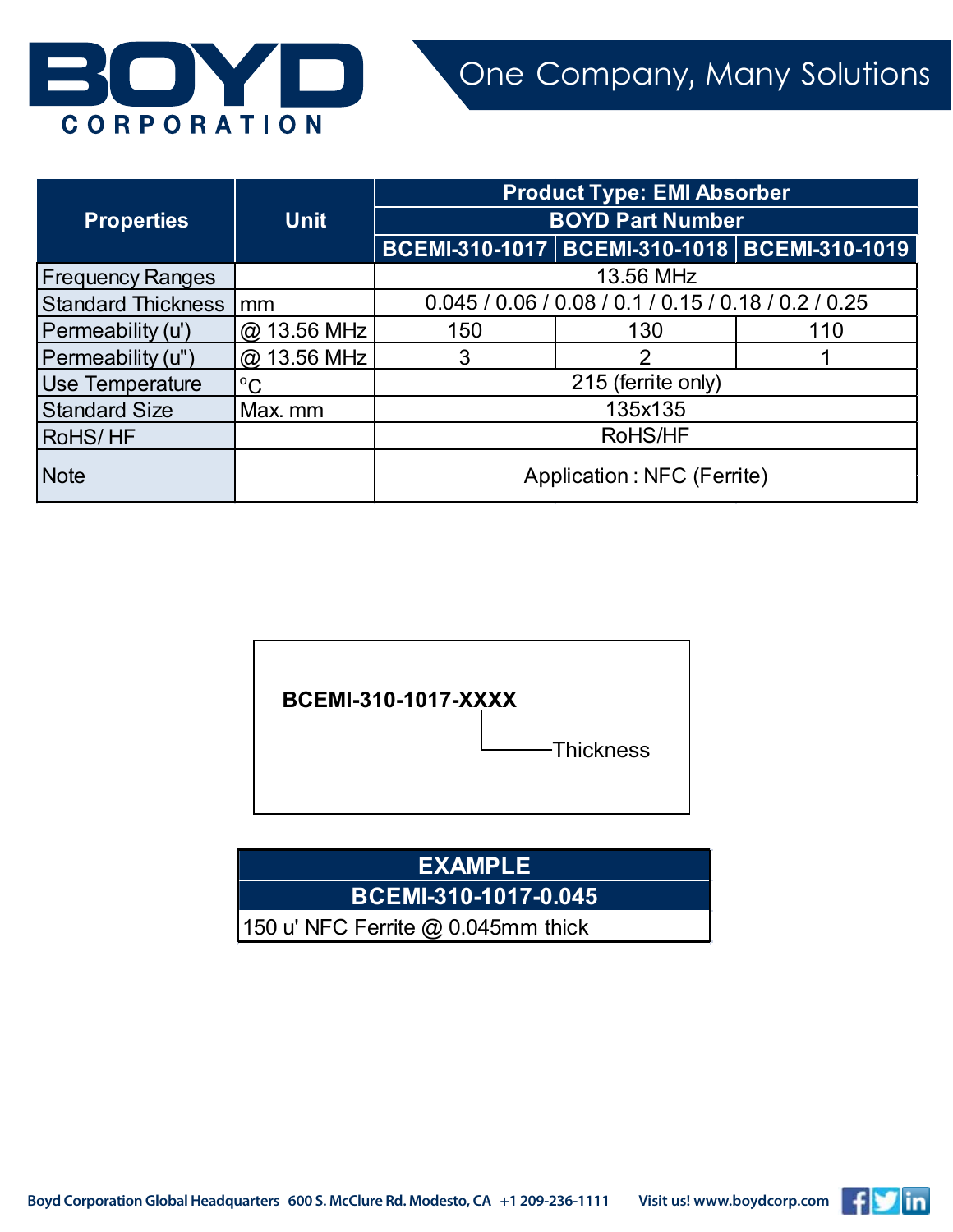| Properties | Unit | Product Type: EMI Absorber | | |
|---|---|---|---|---|
| | | BOYD Part Number | | |
| | | BCEMI-310-1017 | BCEMI-310-1018 | BCEMI-310-1019 |
| Frequency Ranges | | 13.56 MHz | | |
| Standard Thickness | mm | 0.045 / 0.06 / 0.08 / 0.1 / 0.15 / 0.18 / 0.2 / 0.25 | | |
| Permeability (u') | @ 13.56 MHz | 150 | 130 | 110 |
| Permeability (u") | @ 13.56 MHz | 3 | 2 | 1 |
| Use Temperature | °C | 215 (ferrite only) | | |
| Standard Size | Max. mm | 135x135 | | |
| RoHS/ HF | | RoHS/HF | | |
| Note | | Application : NFC (Ferrite) | | |

**BCEMI-310-1017-XXXX**

XXXX — Thickness

| EXAMPLE |
|---|
| BCEMI-310-1017-0.045 |
| 150 u' NFC Ferrite @ 0.045mm thick |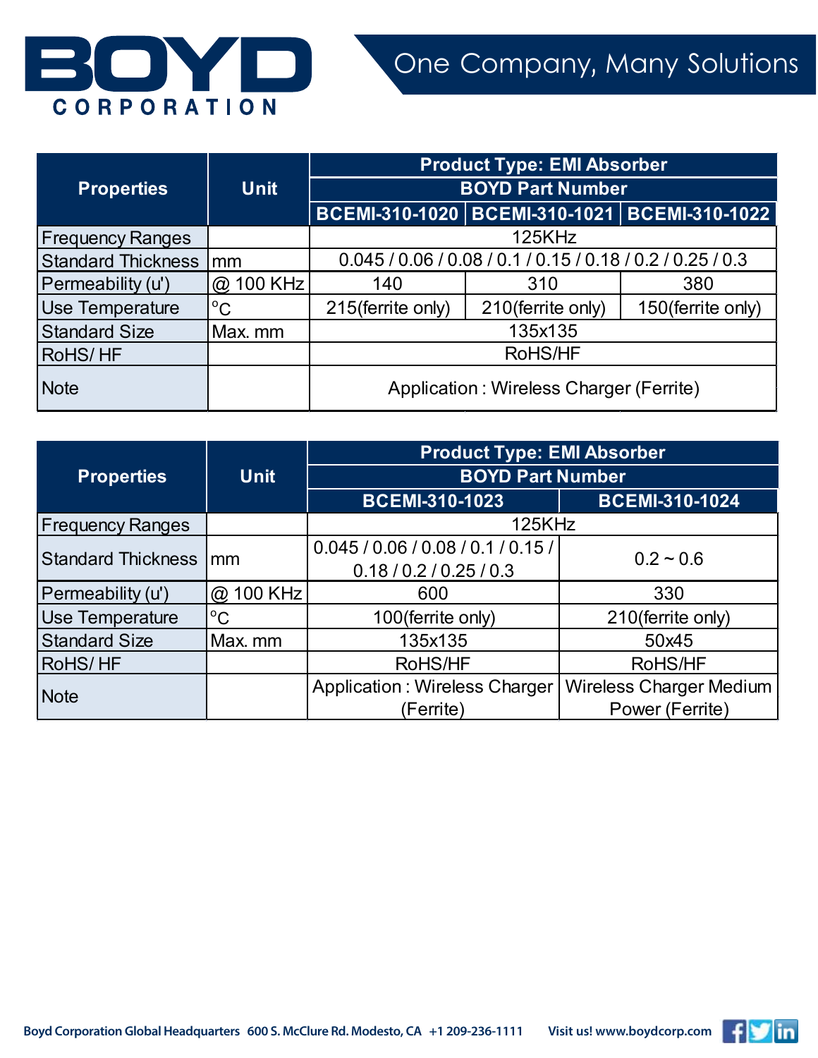| Properties | Unit | Product Type: EMI Absorber | | |
|---|---|---|---|---|
| | | BOYD Part Number | | |
| | | BCEMI-310-1020 | BCEMI-310-1021 | BCEMI-310-1022 |
| Frequency Ranges | | 125KHz | | |
| Standard Thickness | mm | 0.045 / 0.06 / 0.08 / 0.1 / 0.15 / 0.18 / 0.2 / 0.25 / 0.3 | | |
| Permeability (u') | @ 100 KHz | 140 | 310 | 380 |
| Use Temperature | °C | 215(ferrite only) | 210(ferrite only) | 150(ferrite only) |
| Standard Size | Max. mm | 135x135 | | |
| RoHS/ HF | | RoHS/HF | | |
| Note | | Application : Wireless Charger (Ferrite) | | |

| Properties | Unit | Product Type: EMI Absorber | |
|---|---|---|---|
| | | BOYD Part Number | |
| | | BCEMI-310-1023 | BCEMI-310-1024 |
| Frequency Ranges | | 125KHz | |
| Standard Thickness | mm | 0.045 / 0.06 / 0.08 / 0.1 / 0.15 / 0.18 / 0.2 / 0.25 / 0.3 | 0.2 ~ 0.6 |
| Permeability (u') | @ 100 KHz | 600 | 330 |
| Use Temperature | °C | 100(ferrite only) | 210(ferrite only) |
| Standard Size | Max. mm | 135x135 | 50x45 |
| RoHS/ HF | | RoHS/HF | RoHS/HF |
| Note | | Application : Wireless Charger (Ferrite) | Wireless Charger Medium Power (Ferrite) |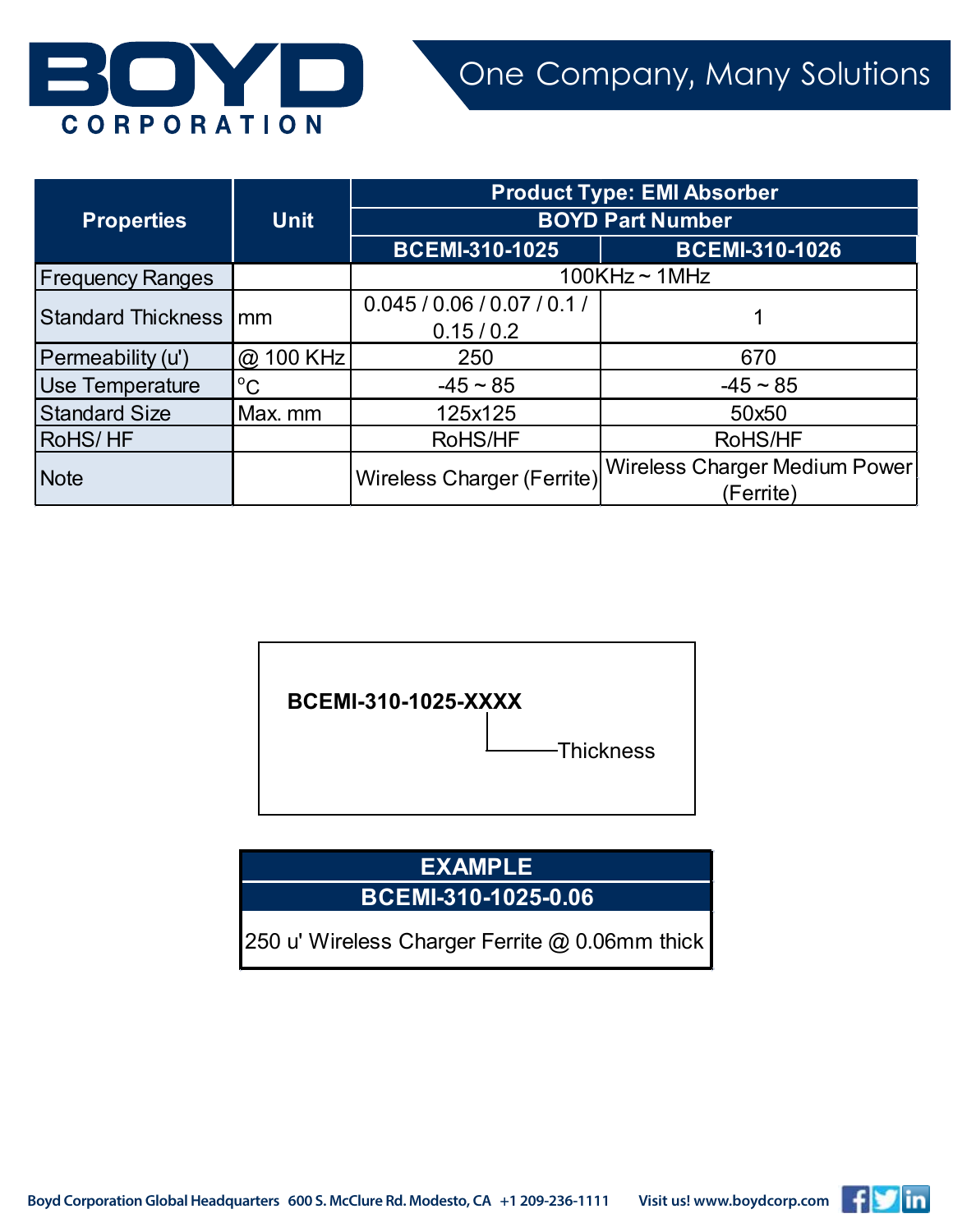**BOYD CORPORATION** — One Company, Many Solutions

| Properties | Unit | Product Type: EMI Absorber | |
|---|---|---|---|
| | | BOYD Part Number | |
| | | BCEMI-310-1025 | BCEMI-310-1026 |
| Frequency Ranges | | 100KHz ~ 1MHz | |
| Standard Thickness | mm | 0.045 / 0.06 / 0.07 / 0.1 / 0.15 / 0.2 | 1 |
| Permeability (u') | @ 100 KHz | 250 | 670 |
| Use Temperature | °C | -45 ~ 85 | -45 ~ 85 |
| Standard Size | Max. mm | 125x125 | 50x50 |
| RoHS/ HF | | RoHS/HF | RoHS/HF |
| Note | | Wireless Charger (Ferrite) | Wireless Charger Medium Power (Ferrite) |

**BCEMI-310-1025-XXXX**

XXXX — Thickness

| EXAMPLE |
|---|
| **BCEMI-310-1025-0.06** |
| 250 u' Wireless Charger Ferrite @ 0.06mm thick |

Boyd Corporation Global Headquarters 600 S. McClure Rd. Modesto, CA +1 209-236-1111 Visit us! www.boydcorp.com